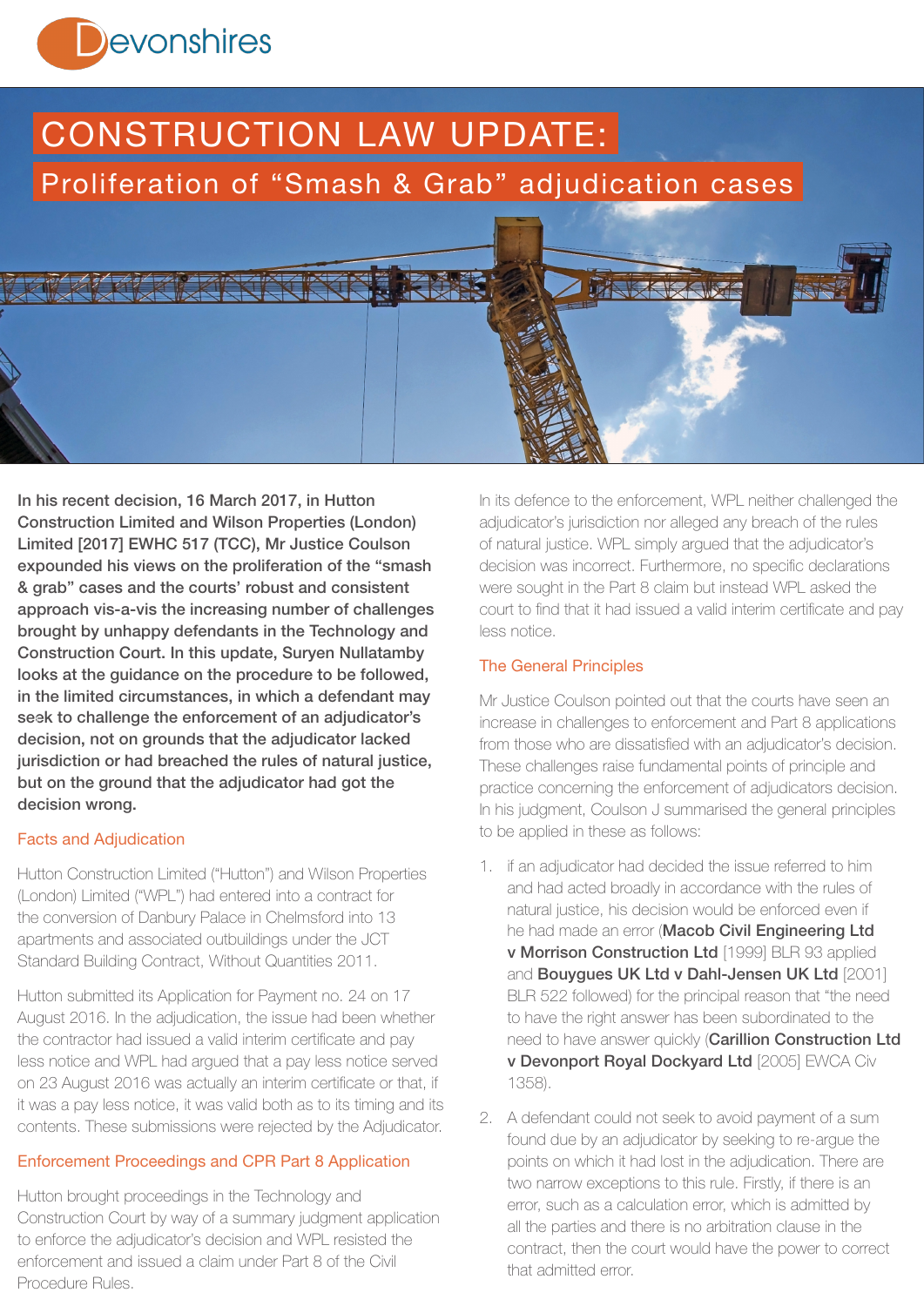Devonshires

# CONSTRUCTION LAW UPDATE:

## Proliferation of "Smash & Grab" adjudication cases

**In his recent decision, 16 March 2017, in Hutton Construction Limited and Wilson Properties (London) Limited [2017] EWHC 517 (TCC), Mr Justice Coulson expounded his views on the proliferation of the "smash & grab" cases and the courts' robust and consistent approach vis-a-vis the increasing number of challenges brought by unhappy defendants in the Technology and Construction Court. In this update, Suryen Nullatamby looks at the guidance on the procedure to be followed, in the limited circumstances, in which a defendant may seek to challenge the enforcement of an adjudicator's decision, not on grounds that the adjudicator lacked jurisdiction or had breached the rules of natural justice, but on the ground that the adjudicator had got the decision wrong.**

### Facts and Adjudication

Hutton Construction Limited ("Hutton") and Wilson Properties (London) Limited ("WPL") had entered into a contract for the conversion of Danbury Palace in Chelmsford into 13 apartments and associated outbuildings under the JCT Standard Building Contract, Without Quantities 2011.

Hutton submitted its Application for Payment no. 24 on 17 August 2016. In the adjudication, the issue had been whether the contractor had issued a valid interim certificate and pay less notice and WPL had argued that a pay less notice served on 23 August 2016 was actually an interim certificate or that, if it was a pay less notice, it was valid both as to its timing and its contents. These submissions were rejected by the Adjudicator.

### Enforcement Proceedings and CPR Part 8 Application

Hutton brought proceedings in the Technology and Construction Court by way of a summary judgment application to enforce the adjudicator's decision and WPL resisted the enforcement and issued a claim under Part 8 of the Civil Procedure Rules.

In its defence to the enforcement, WPL neither challenged the adjudicator's jurisdiction nor alleged any breach of the rules of natural justice. WPL simply argued that the adjudicator's decision was incorrect. Furthermore, no specific declarations were sought in the Part 8 claim but instead WPL asked the court to find that it had issued a valid interim certificate and pay less notice.

### The General Principles

Mr Justice Coulson pointed out that the courts have seen an increase in challenges to enforcement and Part 8 applications from those who are dissatisfied with an adjudicator's decision. These challenges raise fundamental points of principle and practice concerning the enforcement of adjudicators decision. In his judgment, Coulson J summarised the general principles to be applied in these as follows:

1. if an adjudicator had decided the issue referred to him and had acted broadly in accordance with the rules of natural justice, his decision would be enforced even if he had made an error (**Macob Civil Engineering Ltd v Morrison Construction Ltd** [1999] BLR 93 applied and **Bouygues UK Ltd v Dahl-Jensen UK Ltd** [2001] BLR 522 followed) for the principal reason that "the need to have the right answer has been subordinated to the need to have answer quickly (**Carillion Construction Ltd v Devonport Royal Dockyard Ltd** [2005] EWCA Civ 1358).

2. A defendant could not seek to avoid payment of a sum found due by an adjudicator by seeking to re-argue the points on which it had lost in the adjudication. There are two narrow exceptions to this rule. Firstly, if there is an error, such as a calculation error, which is admitted by all the parties and there is no arbitration clause in the contract, then the court would have the power to correct that admitted error.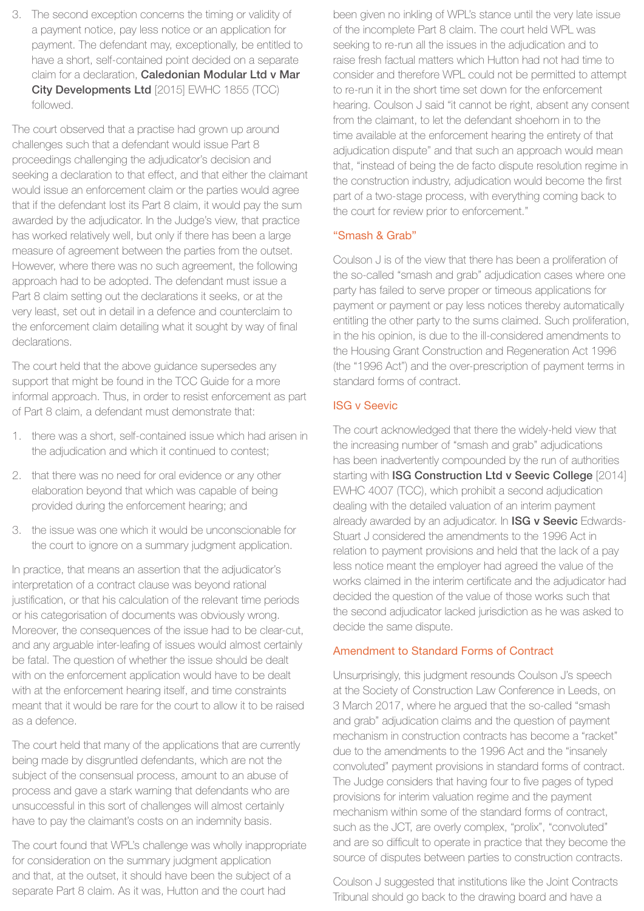3. The second exception concerns the timing or validity of a payment notice, pay less notice or an application for payment. The defendant may, exceptionally, be entitled to have a short, self-contained point decided on a separate claim for a declaration, **Caledonian Modular Ltd v Mar City Developments Ltd** [2015] EWHC 1855 (TCC) followed.

The court observed that a practise had grown up around challenges such that a defendant would issue Part 8 proceedings challenging the adjudicator's decision and seeking a declaration to that effect, and that either the claimant would issue an enforcement claim or the parties would agree that if the defendant lost its Part 8 claim, it would pay the sum awarded by the adjudicator. In the Judge's view, that practice has worked relatively well, but only if there has been a large measure of agreement between the parties from the outset. However, where there was no such agreement, the following approach had to be adopted. The defendant must issue a Part 8 claim setting out the declarations it seeks, or at the very least, set out in detail in a defence and counterclaim to the enforcement claim detailing what it sought by way of final declarations.

The court held that the above guidance supersedes any support that might be found in the TCC Guide for a more informal approach. Thus, in order to resist enforcement as part of Part 8 claim, a defendant must demonstrate that:

1. there was a short, self-contained issue which had arisen in the adjudication and which it continued to contest;
2. that there was no need for oral evidence or any other elaboration beyond that which was capable of being provided during the enforcement hearing; and
3. the issue was one which it would be unconscionable for the court to ignore on a summary judgment application.

In practice, that means an assertion that the adjudicator's interpretation of a contract clause was beyond rational justification, or that his calculation of the relevant time periods or his categorisation of documents was obviously wrong. Moreover, the consequences of the issue had to be clear-cut, and any arguable inter-leafing of issues would almost certainly be fatal. The question of whether the issue should be dealt with on the enforcement application would have to be dealt with at the enforcement hearing itself, and time constraints meant that it would be rare for the court to allow it to be raised as a defence.

The court held that many of the applications that are currently being made by disgruntled defendants, which are not the subject of the consensual process, amount to an abuse of process and gave a stark warning that defendants who are unsuccessful in this sort of challenges will almost certainly have to pay the claimant's costs on an indemnity basis.

The court found that WPL's challenge was wholly inappropriate for consideration on the summary judgment application and that, at the outset, it should have been the subject of a separate Part 8 claim. As it was, Hutton and the court had been given no inkling of WPL's stance until the very late issue of the incomplete Part 8 claim. The court held WPL was seeking to re-run all the issues in the adjudication and to raise fresh factual matters which Hutton had not had time to consider and therefore WPL could not be permitted to attempt to re-run it in the short time set down for the enforcement hearing. Coulson J said "it cannot be right, absent any consent from the claimant, to let the defendant shoehorn in to the time available at the enforcement hearing the entirety of that adjudication dispute" and that such an approach would mean that, "instead of being the de facto dispute resolution regime in the construction industry, adjudication would become the first part of a two-stage process, with everything coming back to the court for review prior to enforcement."

## "Smash & Grab"

Coulson J is of the view that there has been a proliferation of the so-called "smash and grab" adjudication cases where one party has failed to serve proper or timeous applications for payment or payment or pay less notices thereby automatically entitling the other party to the sums claimed. Such proliferation, in the his opinion, is due to the ill-considered amendments to the Housing Grant Construction and Regeneration Act 1996 (the "1996 Act") and the over-prescription of payment terms in standard forms of contract.

## ISG v Seevic

The court acknowledged that there the widely-held view that the increasing number of "smash and grab" adjudications has been inadvertently compounded by the run of authorities starting with **ISG Construction Ltd v Seevic College** [2014] EWHC 4007 (TCC), which prohibit a second adjudication dealing with the detailed valuation of an interim payment already awarded by an adjudicator. In **ISG v Seevic** Edwards-Stuart J considered the amendments to the 1996 Act in relation to payment provisions and held that the lack of a pay less notice meant the employer had agreed the value of the works claimed in the interim certificate and the adjudicator had decided the question of the value of those works such that the second adjudicator lacked jurisdiction as he was asked to decide the same dispute.

## Amendment to Standard Forms of Contract

Unsurprisingly, this judgment resounds Coulson J's speech at the Society of Construction Law Conference in Leeds, on 3 March 2017, where he argued that the so-called "smash and grab" adjudication claims and the question of payment mechanism in construction contracts has become a "racket" due to the amendments to the 1996 Act and the "insanely convoluted" payment provisions in standard forms of contract. The Judge considers that having four to five pages of typed provisions for interim valuation regime and the payment mechanism within some of the standard forms of contract, such as the JCT, are overly complex, "prolix", "convoluted" and are so difficult to operate in practice that they become the source of disputes between parties to construction contracts.

Coulson J suggested that institutions like the Joint Contracts Tribunal should go back to the drawing board and have a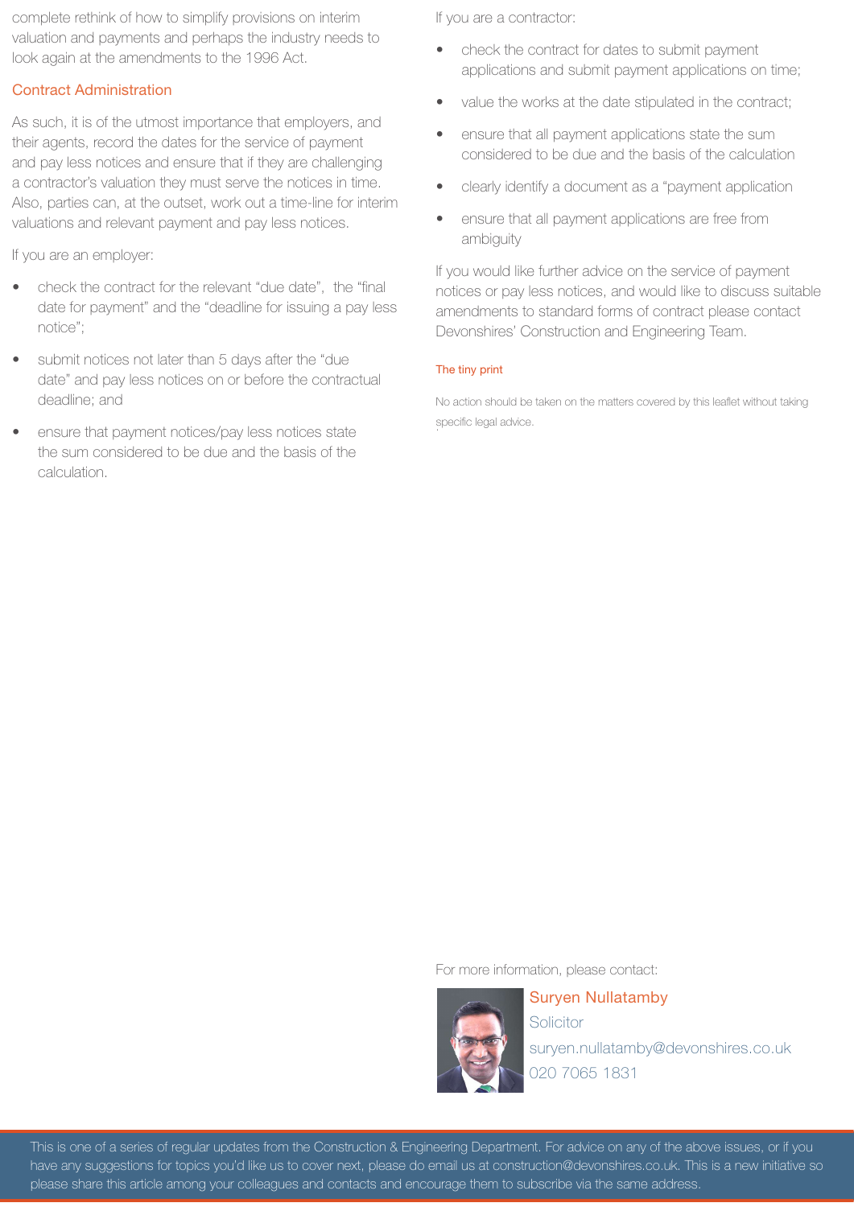complete rethink of how to simplify provisions on interim valuation and payments and perhaps the industry needs to look again at the amendments to the 1996 Act.

## Contract Administration

As such, it is of the utmost importance that employers, and their agents, record the dates for the service of payment and pay less notices and ensure that if they are challenging a contractor's valuation they must serve the notices in time. Also, parties can, at the outset, work out a time-line for interim valuations and relevant payment and pay less notices.

If you are an employer:

- check the contract for the relevant "due date", the "final date for payment" and the "deadline for issuing a pay less notice";
- submit notices not later than 5 days after the "due date" and pay less notices on or before the contractual deadline; and
- ensure that payment notices/pay less notices state the sum considered to be due and the basis of the calculation.

If you are a contractor:

- check the contract for dates to submit payment applications and submit payment applications on time;
- value the works at the date stipulated in the contract;
- ensure that all payment applications state the sum considered to be due and the basis of the calculation
- clearly identify a document as a "payment application
- ensure that all payment applications are free from ambiguity

If you would like further advice on the service of payment notices or pay less notices, and would like to discuss suitable amendments to standard forms of contract please contact Devonshires' Construction and Engineering Team.

### The tiny print

No action should be taken on the matters covered by this leaflet without taking specific legal advice.

For more information, please contact:

Suryen Nullatamby
Solicitor
suryen.nullatamby@devonshires.co.uk
020 7065 1831

This is one of a series of regular updates from the Construction & Engineering Department. For advice on any of the above issues, or if you have any suggestions for topics you'd like us to cover next, please do email us at construction@devonshires.co.uk. This is a new initiative so please share this article among your colleagues and contacts and encourage them to subscribe via the same address.